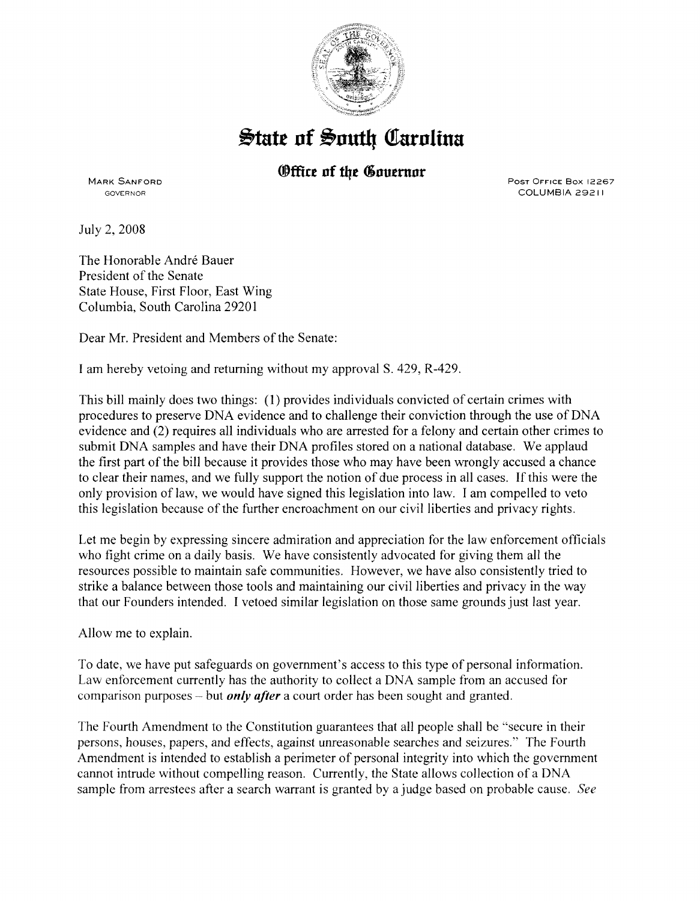# State of South Carolina

## Office of the Governor

MARK SANFORD
GOVERNOR

POST OFFICE BOX 12267
COLUMBIA 29211

July 2, 2008

The Honorable André Bauer
President of the Senate
State House, First Floor, East Wing
Columbia, South Carolina 29201

Dear Mr. President and Members of the Senate:

I am hereby vetoing and returning without my approval S. 429, R-429.

This bill mainly does two things: (1) provides individuals convicted of certain crimes with procedures to preserve DNA evidence and to challenge their conviction through the use of DNA evidence and (2) requires all individuals who are arrested for a felony and certain other crimes to submit DNA samples and have their DNA profiles stored on a national database. We applaud the first part of the bill because it provides those who may have been wrongly accused a chance to clear their names, and we fully support the notion of due process in all cases. If this were the only provision of law, we would have signed this legislation into law. I am compelled to veto this legislation because of the further encroachment on our civil liberties and privacy rights.

Let me begin by expressing sincere admiration and appreciation for the law enforcement officials who fight crime on a daily basis. We have consistently advocated for giving them all the resources possible to maintain safe communities. However, we have also consistently tried to strike a balance between those tools and maintaining our civil liberties and privacy in the way that our Founders intended. I vetoed similar legislation on those same grounds just last year.

Allow me to explain.

To date, we have put safeguards on government's access to this type of personal information. Law enforcement currently has the authority to collect a DNA sample from an accused for comparison purposes – but ***only after*** a court order has been sought and granted.

The Fourth Amendment to the Constitution guarantees that all people shall be "secure in their persons, houses, papers, and effects, against unreasonable searches and seizures." The Fourth Amendment is intended to establish a perimeter of personal integrity into which the government cannot intrude without compelling reason. Currently, the State allows collection of a DNA sample from arrestees after a search warrant is granted by a judge based on probable cause. *See*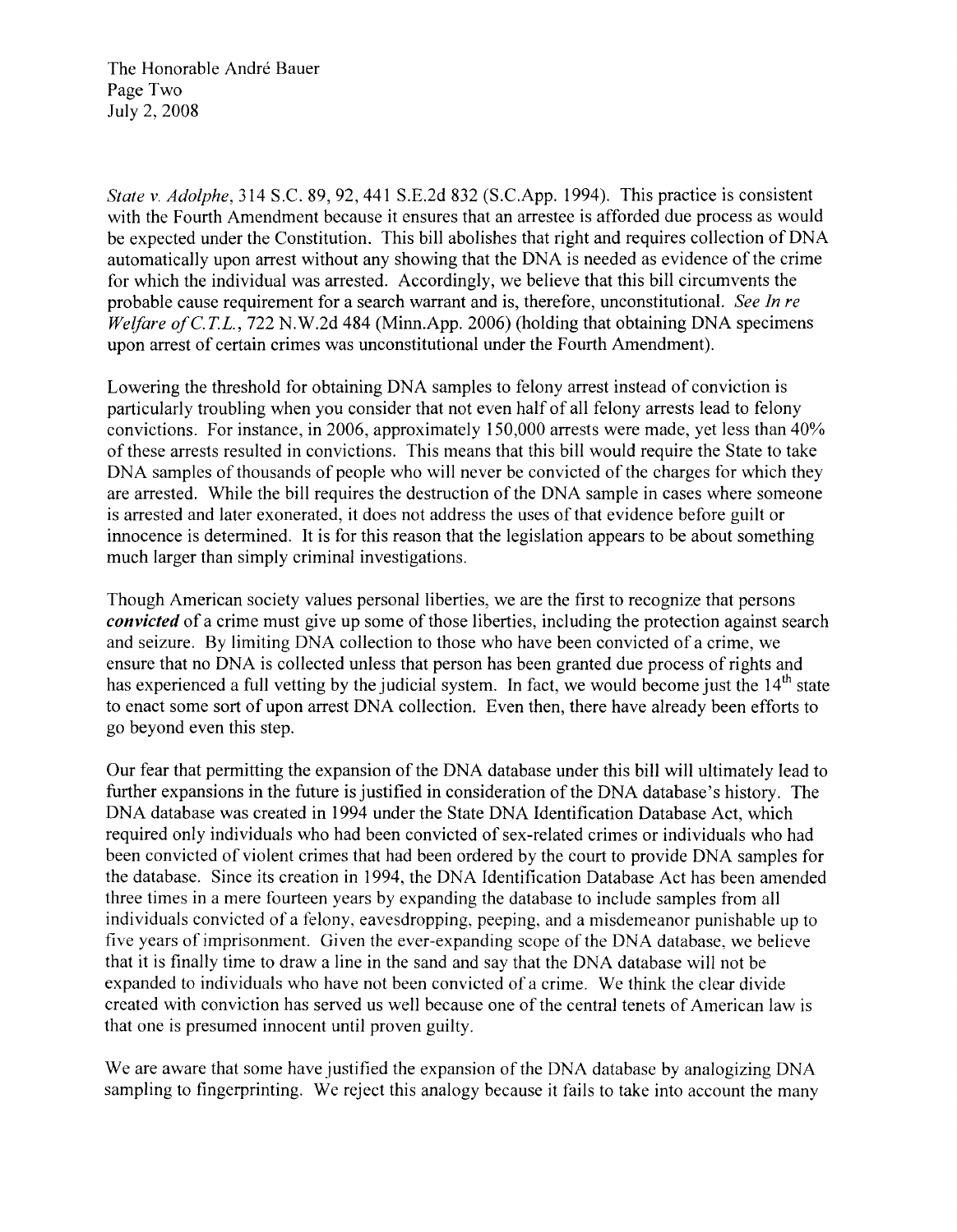*State v. Adolphe*, 314 S.C. 89, 92, 441 S.E.2d 832 (S.C.App. 1994). This practice is consistent with the Fourth Amendment because it ensures that an arrestee is afforded due process as would be expected under the Constitution. This bill abolishes that right and requires collection of DNA automatically upon arrest without any showing that the DNA is needed as evidence of the crime for which the individual was arrested. Accordingly, we believe that this bill circumvents the probable cause requirement for a search warrant and is, therefore, unconstitutional. *See In re Welfare of C.T.L.*, 722 N.W.2d 484 (Minn.App. 2006) (holding that obtaining DNA specimens upon arrest of certain crimes was unconstitutional under the Fourth Amendment).

Lowering the threshold for obtaining DNA samples to felony arrest instead of conviction is particularly troubling when you consider that not even half of all felony arrests lead to felony convictions. For instance, in 2006, approximately 150,000 arrests were made, yet less than 40% of these arrests resulted in convictions. This means that this bill would require the State to take DNA samples of thousands of people who will never be convicted of the charges for which they are arrested. While the bill requires the destruction of the DNA sample in cases where someone is arrested and later exonerated, it does not address the uses of that evidence before guilt or innocence is determined. It is for this reason that the legislation appears to be about something much larger than simply criminal investigations.

Though American society values personal liberties, we are the first to recognize that persons ***convicted*** of a crime must give up some of those liberties, including the protection against search and seizure. By limiting DNA collection to those who have been convicted of a crime, we ensure that no DNA is collected unless that person has been granted due process of rights and has experienced a full vetting by the judicial system. In fact, we would become just the 14th state to enact some sort of upon arrest DNA collection. Even then, there have already been efforts to go beyond even this step.

Our fear that permitting the expansion of the DNA database under this bill will ultimately lead to further expansions in the future is justified in consideration of the DNA database's history. The DNA database was created in 1994 under the State DNA Identification Database Act, which required only individuals who had been convicted of sex-related crimes or individuals who had been convicted of violent crimes that had been ordered by the court to provide DNA samples for the database. Since its creation in 1994, the DNA Identification Database Act has been amended three times in a mere fourteen years by expanding the database to include samples from all individuals convicted of a felony, eavesdropping, peeping, and a misdemeanor punishable up to five years of imprisonment. Given the ever-expanding scope of the DNA database, we believe that it is finally time to draw a line in the sand and say that the DNA database will not be expanded to individuals who have not been convicted of a crime. We think the clear divide created with conviction has served us well because one of the central tenets of American law is that one is presumed innocent until proven guilty.

We are aware that some have justified the expansion of the DNA database by analogizing DNA sampling to fingerprinting. We reject this analogy because it fails to take into account the many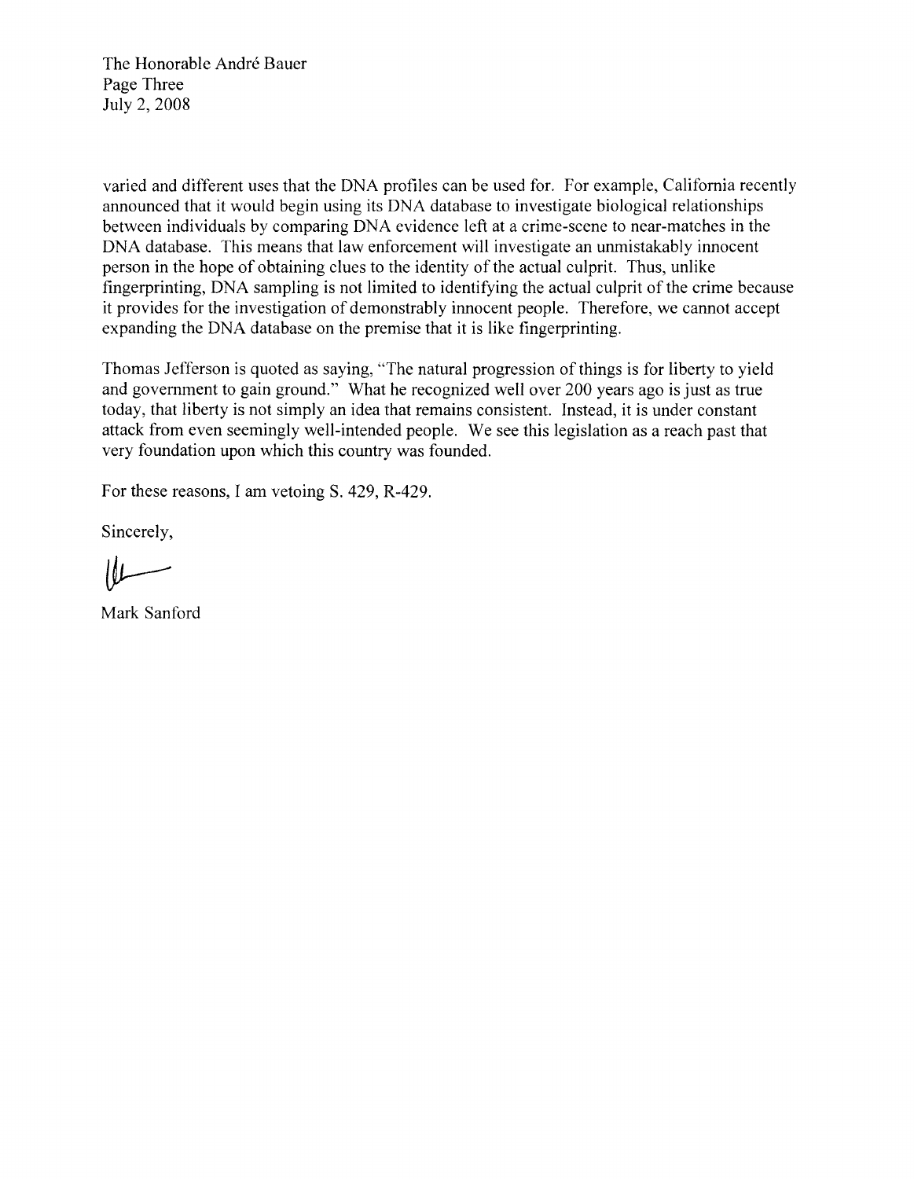varied and different uses that the DNA profiles can be used for. For example, California recently announced that it would begin using its DNA database to investigate biological relationships between individuals by comparing DNA evidence left at a crime-scene to near-matches in the DNA database. This means that law enforcement will investigate an unmistakably innocent person in the hope of obtaining clues to the identity of the actual culprit. Thus, unlike fingerprinting, DNA sampling is not limited to identifying the actual culprit of the crime because it provides for the investigation of demonstrably innocent people. Therefore, we cannot accept expanding the DNA database on the premise that it is like fingerprinting.

Thomas Jefferson is quoted as saying, "The natural progression of things is for liberty to yield and government to gain ground." What he recognized well over 200 years ago is just as true today, that liberty is not simply an idea that remains consistent. Instead, it is under constant attack from even seemingly well-intended people. We see this legislation as a reach past that very foundation upon which this country was founded.

For these reasons, I am vetoing S. 429, R-429.

Sincerely,

Mark Sanford